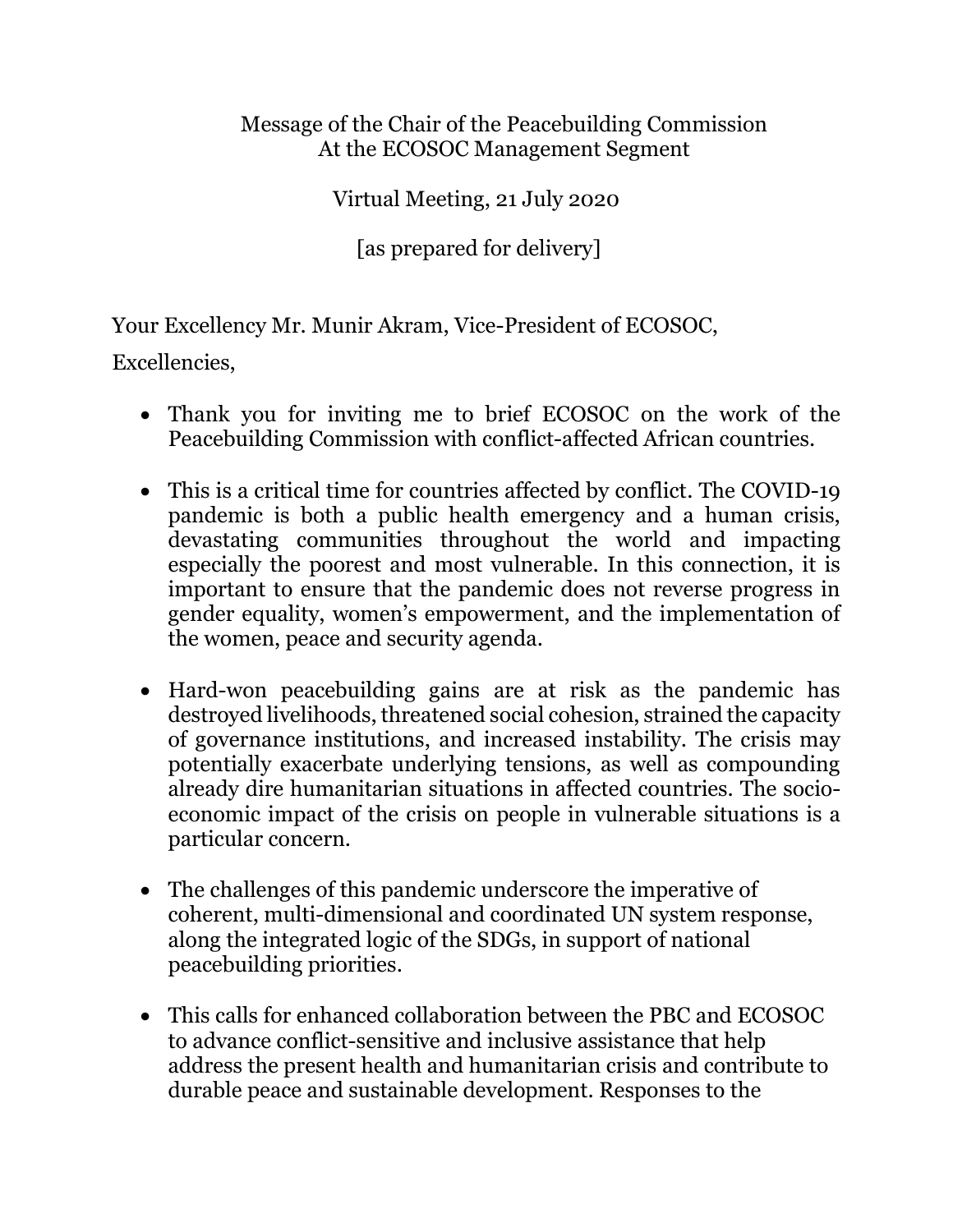Message of the Chair of the Peacebuilding Commission
At the ECOSOC Management Segment

Virtual Meeting, 21 July 2020

[as prepared for delivery]

Your Excellency Mr. Munir Akram, Vice-President of ECOSOC,

Excellencies,

- Thank you for inviting me to brief ECOSOC on the work of the Peacebuilding Commission with conflict-affected African countries.

- This is a critical time for countries affected by conflict. The COVID-19 pandemic is both a public health emergency and a human crisis, devastating communities throughout the world and impacting especially the poorest and most vulnerable. In this connection, it is important to ensure that the pandemic does not reverse progress in gender equality, women's empowerment, and the implementation of the women, peace and security agenda.

- Hard-won peacebuilding gains are at risk as the pandemic has destroyed livelihoods, threatened social cohesion, strained the capacity of governance institutions, and increased instability. The crisis may potentially exacerbate underlying tensions, as well as compounding already dire humanitarian situations in affected countries. The socio-economic impact of the crisis on people in vulnerable situations is a particular concern.

- The challenges of this pandemic underscore the imperative of coherent, multi-dimensional and coordinated UN system response, along the integrated logic of the SDGs, in support of national peacebuilding priorities.

- This calls for enhanced collaboration between the PBC and ECOSOC to advance conflict-sensitive and inclusive assistance that help address the present health and humanitarian crisis and contribute to durable peace and sustainable development. Responses to the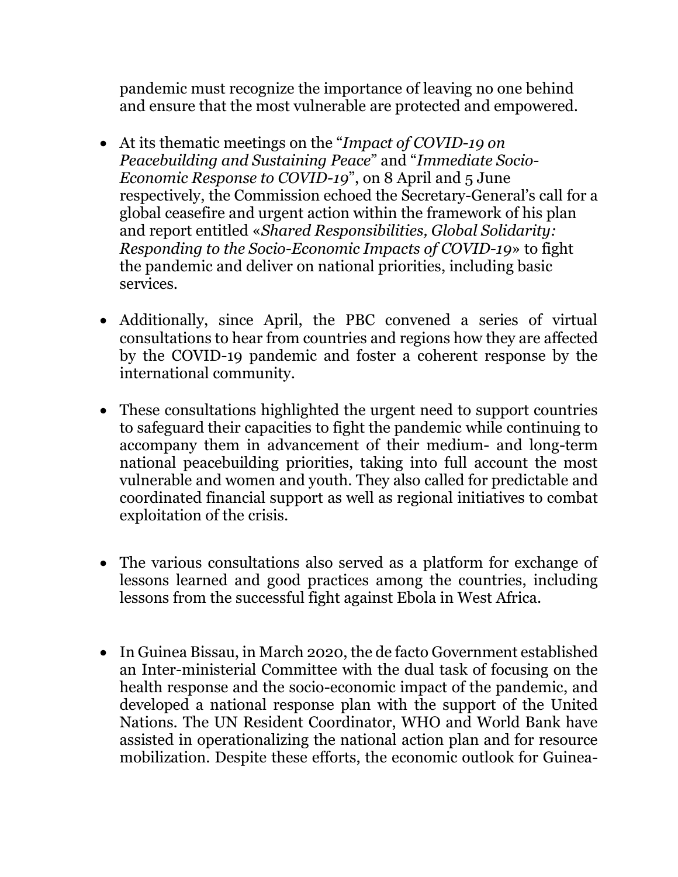pandemic must recognize the importance of leaving no one behind and ensure that the most vulnerable are protected and empowered.

- At its thematic meetings on the "*Impact of COVID-19 on Peacebuilding and Sustaining Peace*" and "*Immediate Socio-Economic Response to COVID-19*", on 8 April and 5 June respectively, the Commission echoed the Secretary-General's call for a global ceasefire and urgent action within the framework of his plan and report entitled «*Shared Responsibilities, Global Solidarity: Responding to the Socio-Economic Impacts of COVID-19*» to fight the pandemic and deliver on national priorities, including basic services.

- Additionally, since April, the PBC convened a series of virtual consultations to hear from countries and regions how they are affected by the COVID-19 pandemic and foster a coherent response by the international community.

- These consultations highlighted the urgent need to support countries to safeguard their capacities to fight the pandemic while continuing to accompany them in advancement of their medium- and long-term national peacebuilding priorities, taking into full account the most vulnerable and women and youth. They also called for predictable and coordinated financial support as well as regional initiatives to combat exploitation of the crisis.

- The various consultations also served as a platform for exchange of lessons learned and good practices among the countries, including lessons from the successful fight against Ebola in West Africa.

- In Guinea Bissau, in March 2020, the de facto Government established an Inter-ministerial Committee with the dual task of focusing on the health response and the socio-economic impact of the pandemic, and developed a national response plan with the support of the United Nations. The UN Resident Coordinator, WHO and World Bank have assisted in operationalizing the national action plan and for resource mobilization. Despite these efforts, the economic outlook for Guinea-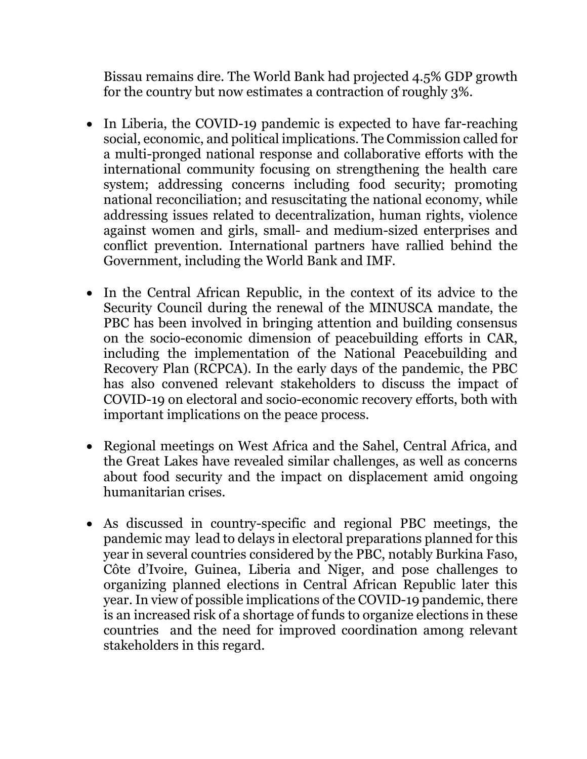Bissau remains dire. The World Bank had projected 4.5% GDP growth for the country but now estimates a contraction of roughly 3%.

- In Liberia, the COVID-19 pandemic is expected to have far-reaching social, economic, and political implications. The Commission called for a multi-pronged national response and collaborative efforts with the international community focusing on strengthening the health care system; addressing concerns including food security; promoting national reconciliation; and resuscitating the national economy, while addressing issues related to decentralization, human rights, violence against women and girls, small- and medium-sized enterprises and conflict prevention. International partners have rallied behind the Government, including the World Bank and IMF.

- In the Central African Republic, in the context of its advice to the Security Council during the renewal of the MINUSCA mandate, the PBC has been involved in bringing attention and building consensus on the socio-economic dimension of peacebuilding efforts in CAR, including the implementation of the National Peacebuilding and Recovery Plan (RCPCA). In the early days of the pandemic, the PBC has also convened relevant stakeholders to discuss the impact of COVID-19 on electoral and socio-economic recovery efforts, both with important implications on the peace process.

- Regional meetings on West Africa and the Sahel, Central Africa, and the Great Lakes have revealed similar challenges, as well as concerns about food security and the impact on displacement amid ongoing humanitarian crises.

- As discussed in country-specific and regional PBC meetings, the pandemic may lead to delays in electoral preparations planned for this year in several countries considered by the PBC, notably Burkina Faso, Côte d'Ivoire, Guinea, Liberia and Niger, and pose challenges to organizing planned elections in Central African Republic later this year. In view of possible implications of the COVID-19 pandemic, there is an increased risk of a shortage of funds to organize elections in these countries and the need for improved coordination among relevant stakeholders in this regard.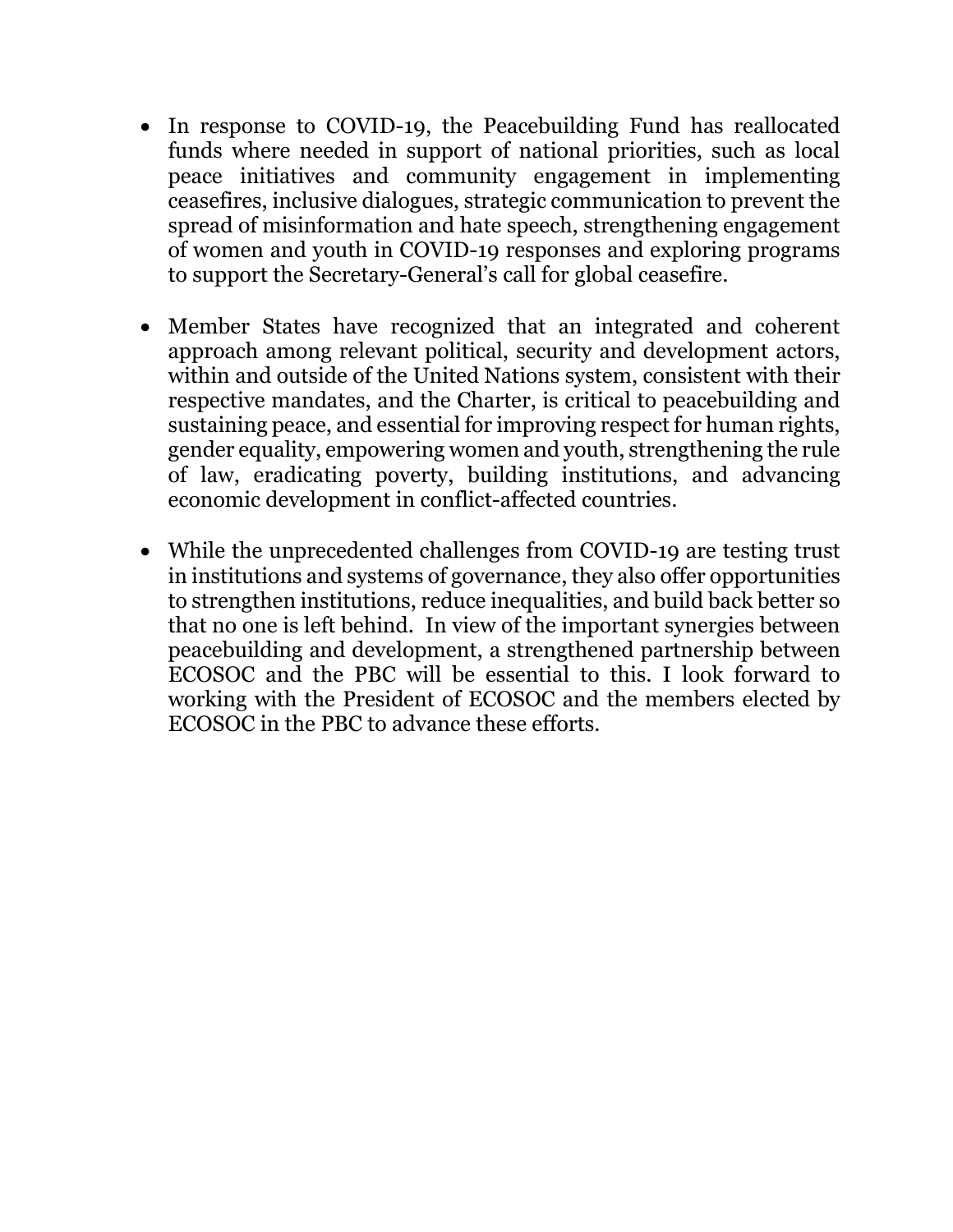- In response to COVID-19, the Peacebuilding Fund has reallocated funds where needed in support of national priorities, such as local peace initiatives and community engagement in implementing ceasefires, inclusive dialogues, strategic communication to prevent the spread of misinformation and hate speech, strengthening engagement of women and youth in COVID-19 responses and exploring programs to support the Secretary-General's call for global ceasefire.

- Member States have recognized that an integrated and coherent approach among relevant political, security and development actors, within and outside of the United Nations system, consistent with their respective mandates, and the Charter, is critical to peacebuilding and sustaining peace, and essential for improving respect for human rights, gender equality, empowering women and youth, strengthening the rule of law, eradicating poverty, building institutions, and advancing economic development in conflict-affected countries.

- While the unprecedented challenges from COVID-19 are testing trust in institutions and systems of governance, they also offer opportunities to strengthen institutions, reduce inequalities, and build back better so that no one is left behind. In view of the important synergies between peacebuilding and development, a strengthened partnership between ECOSOC and the PBC will be essential to this. I look forward to working with the President of ECOSOC and the members elected by ECOSOC in the PBC to advance these efforts.